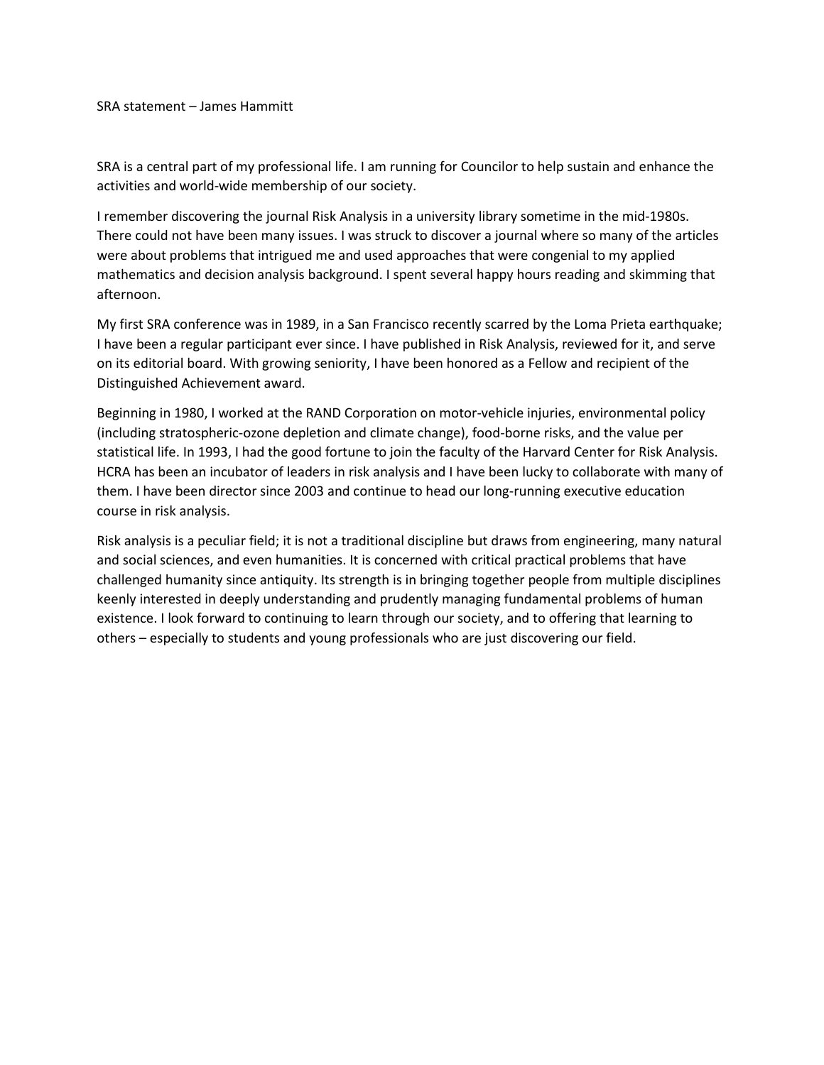SRA statement – James Hammitt

SRA is a central part of my professional life. I am running for Councilor to help sustain and enhance the activities and world-wide membership of our society.

I remember discovering the journal Risk Analysis in a university library sometime in the mid-1980s. There could not have been many issues. I was struck to discover a journal where so many of the articles were about problems that intrigued me and used approaches that were congenial to my applied mathematics and decision analysis background. I spent several happy hours reading and skimming that afternoon.

My first SRA conference was in 1989, in a San Francisco recently scarred by the Loma Prieta earthquake; I have been a regular participant ever since. I have published in Risk Analysis, reviewed for it, and serve on its editorial board. With growing seniority, I have been honored as a Fellow and recipient of the Distinguished Achievement award.

Beginning in 1980, I worked at the RAND Corporation on motor-vehicle injuries, environmental policy (including stratospheric-ozone depletion and climate change), food-borne risks, and the value per statistical life. In 1993, I had the good fortune to join the faculty of the Harvard Center for Risk Analysis. HCRA has been an incubator of leaders in risk analysis and I have been lucky to collaborate with many of them. I have been director since 2003 and continue to head our long-running executive education course in risk analysis.

Risk analysis is a peculiar field; it is not a traditional discipline but draws from engineering, many natural and social sciences, and even humanities. It is concerned with critical practical problems that have challenged humanity since antiquity. Its strength is in bringing together people from multiple disciplines keenly interested in deeply understanding and prudently managing fundamental problems of human existence. I look forward to continuing to learn through our society, and to offering that learning to others – especially to students and young professionals who are just discovering our field.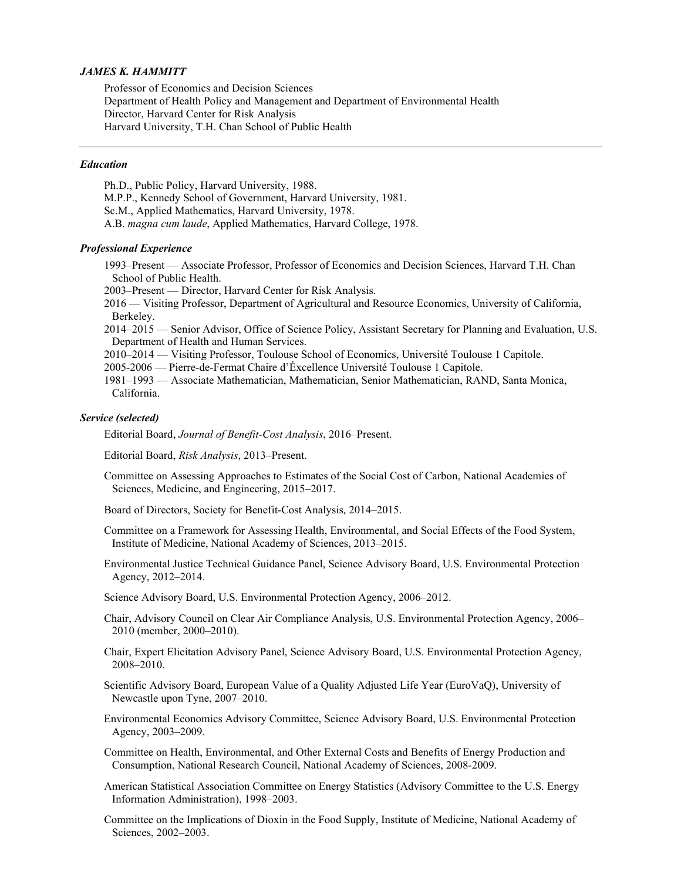***JAMES K. HAMMITT***

Professor of Economics and Decision Sciences
Department of Health Policy and Management and Department of Environmental Health
Director, Harvard Center for Risk Analysis
Harvard University, T.H. Chan School of Public Health

---

### *Education*

Ph.D., Public Policy, Harvard University, 1988.
M.P.P., Kennedy School of Government, Harvard University, 1981.
Sc.M., Applied Mathematics, Harvard University, 1978.
A.B. *magna cum laude*, Applied Mathematics, Harvard College, 1978.

### *Professional Experience*

1993–Present — Associate Professor, Professor of Economics and Decision Sciences, Harvard T.H. Chan School of Public Health.
2003–Present — Director, Harvard Center for Risk Analysis.
2016 — Visiting Professor, Department of Agricultural and Resource Economics, University of California, Berkeley.
2014–2015 — Senior Advisor, Office of Science Policy, Assistant Secretary for Planning and Evaluation, U.S. Department of Health and Human Services.
2010–2014 — Visiting Professor, Toulouse School of Economics, Université Toulouse 1 Capitole.
2005-2006 — Pierre-de-Fermat Chaire d'Éxcellence Université Toulouse 1 Capitole.
1981–1993 — Associate Mathematician, Mathematician, Senior Mathematician, RAND, Santa Monica, California.

### *Service (selected)*

Editorial Board, *Journal of Benefit-Cost Analysis*, 2016–Present.

Editorial Board, *Risk Analysis*, 2013–Present.

Committee on Assessing Approaches to Estimates of the Social Cost of Carbon, National Academies of Sciences, Medicine, and Engineering, 2015–2017.

Board of Directors, Society for Benefit-Cost Analysis, 2014–2015.

Committee on a Framework for Assessing Health, Environmental, and Social Effects of the Food System, Institute of Medicine, National Academy of Sciences, 2013–2015.

Environmental Justice Technical Guidance Panel, Science Advisory Board, U.S. Environmental Protection Agency, 2012–2014.

Science Advisory Board, U.S. Environmental Protection Agency, 2006–2012.

Chair, Advisory Council on Clear Air Compliance Analysis, U.S. Environmental Protection Agency, 2006–2010 (member, 2000–2010).

Chair, Expert Elicitation Advisory Panel, Science Advisory Board, U.S. Environmental Protection Agency, 2008–2010.

Scientific Advisory Board, European Value of a Quality Adjusted Life Year (EuroVaQ), University of Newcastle upon Tyne, 2007–2010.

Environmental Economics Advisory Committee, Science Advisory Board, U.S. Environmental Protection Agency, 2003–2009.

Committee on Health, Environmental, and Other External Costs and Benefits of Energy Production and Consumption, National Research Council, National Academy of Sciences, 2008-2009.

American Statistical Association Committee on Energy Statistics (Advisory Committee to the U.S. Energy Information Administration), 1998–2003.

Committee on the Implications of Dioxin in the Food Supply, Institute of Medicine, National Academy of Sciences, 2002–2003.